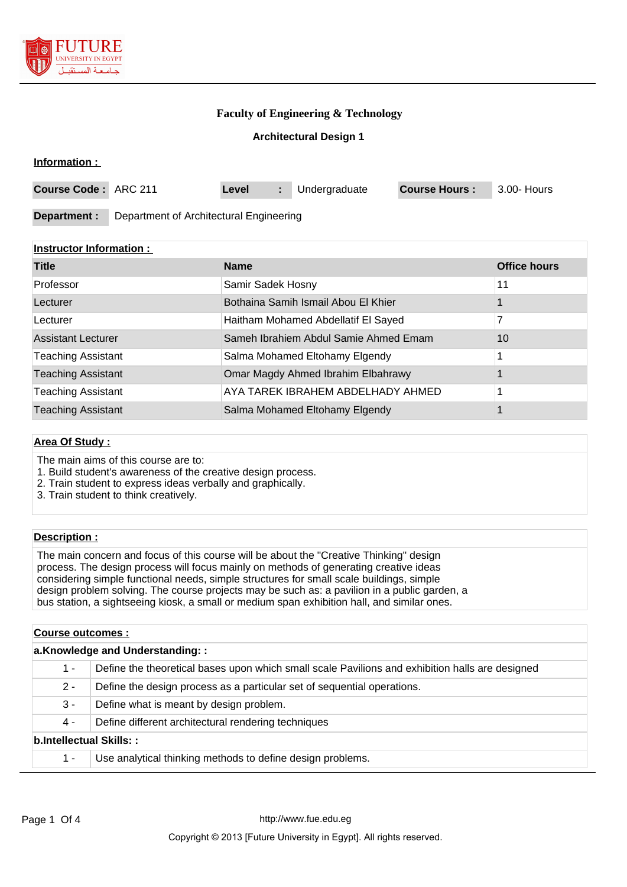# Faculty of Engineering & Technology

## Architectural Design 1

**Information :**

| **Course Code :** | ARC 211 | **Level** | **:** | Undergraduate | **Course Hours :** | 3.00- Hours |
|---|---|---|---|---|---|---|
| **Department :** | Department of Architectural Engineering | | | | | |

**Instructor Information :**

| Title | Name | Office hours |
|---|---|---|
| Professor | Samir Sadek Hosny | 11 |
| Lecturer | Bothaina Samih Ismail Abou El Khier | 1 |
| Lecturer | Haitham Mohamed Abdellatif El Sayed | 7 |
| Assistant Lecturer | Sameh Ibrahiem Abdul Samie Ahmed Emam | 10 |
| Teaching Assistant | Salma Mohamed Eltohamy Elgendy | 1 |
| Teaching Assistant | Omar Magdy Ahmed Ibrahim Elbahrawy | 1 |
| Teaching Assistant | AYA TAREK IBRAHEM ABDELHADY AHMED | 1 |
| Teaching Assistant | Salma Mohamed Eltohamy Elgendy | 1 |

**Area Of Study :**

The main aims of this course are to:
1. Build student's awareness of the creative design process.
2. Train student to express ideas verbally and graphically.
3. Train student to think creatively.

**Description :**

The main concern and focus of this course will be about the "Creative Thinking" design process. The design process will focus mainly on methods of generating creative ideas considering simple functional needs, simple structures for small scale buildings, simple design problem solving. The course projects may be such as: a pavilion in a public garden, a bus station, a sightseeing kiosk, a small or medium span exhibition hall, and similar ones.

**Course outcomes :**

**a.Knowledge and Understanding: :**

| | |
|---|---|
| 1 - | Define the theoretical bases upon which small scale Pavilions and exhibition halls are designed |
| 2 - | Define the design process as a particular set of sequential operations. |
| 3 - | Define what is meant by design problem. |
| 4 - | Define different architectural rendering techniques |

**b.Intellectual Skills: :**

| | |
|---|---|
| 1 - | Use analytical thinking methods to define design problems. |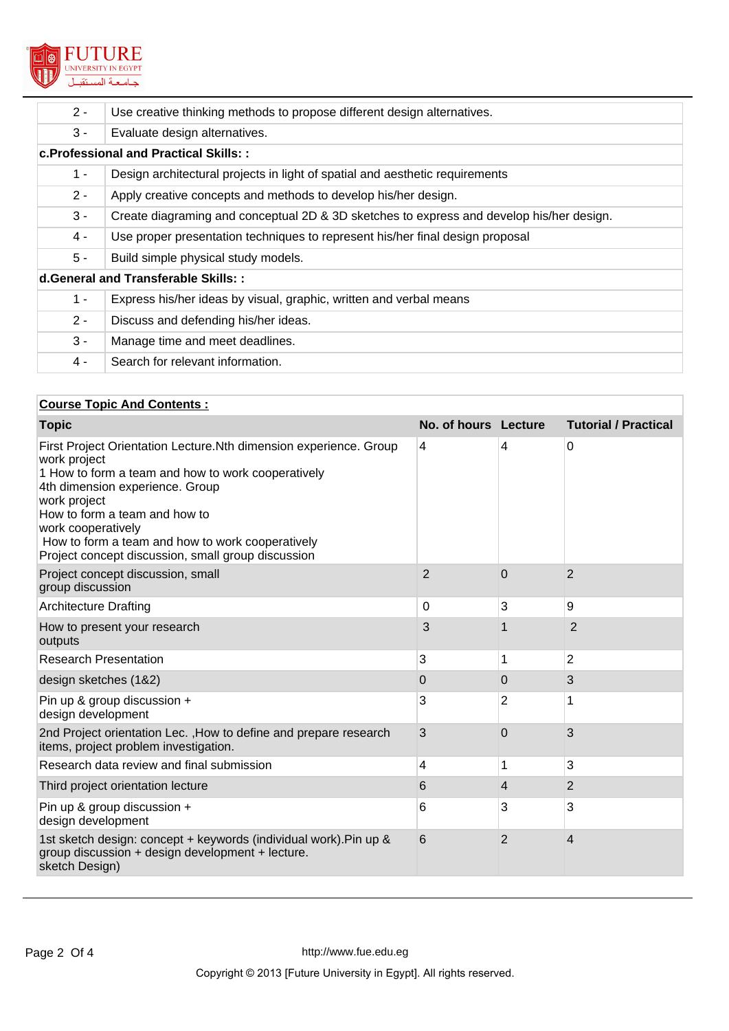| | |
|---|---|
| 2 - | Use creative thinking methods to propose different design alternatives. |
| 3 - | Evaluate design alternatives. |
| **c.Professional and Practical Skills: :** | |
| 1 - | Design architectural projects in light of spatial and aesthetic requirements |
| 2 - | Apply creative concepts and methods to develop his/her design. |
| 3 - | Create diagraming and conceptual 2D & 3D sketches to express and develop his/her design. |
| 4 - | Use proper presentation techniques to represent his/her final design proposal |
| 5 - | Build simple physical study models. |
| **d.General and Transferable Skills: :** | |
| 1 - | Express his/her ideas by visual, graphic, written and verbal means |
| 2 - | Discuss and defending his/her ideas. |
| 3 - | Manage time and meet deadlines. |
| 4 - | Search for relevant information. |

**Course Topic And Contents :**

| Topic | No. of hours | Lecture | Tutorial / Practical |
|---|---|---|---|
| First Project Orientation Lecture.Nth dimension experience. Group work project<br>1 How to form a team and how to work cooperatively<br>4th dimension experience. Group<br>work project<br>How to form a team and how to<br>work cooperatively<br>How to form a team and how to work cooperatively<br>Project concept discussion, small group discussion | 4 | 4 | 0 |
| Project concept discussion, small group discussion | 2 | 0 | 2 |
| Architecture Drafting | 0 | 3 | 9 |
| How to present your research outputs | 3 | 1 | 2 |
| Research Presentation | 3 | 1 | 2 |
| design sketches (1&2) | 0 | 0 | 3 |
| Pin up & group discussion + design development | 3 | 2 | 1 |
| 2nd Project orientation Lec. ,How to define and prepare research items, project problem investigation. | 3 | 0 | 3 |
| Research data review and final submission | 4 | 1 | 3 |
| Third project orientation lecture | 6 | 4 | 2 |
| Pin up & group discussion + design development | 6 | 3 | 3 |
| 1st sketch design: concept + keywords (individual work).Pin up & group discussion + design development + lecture.<br>sketch Design) | 6 | 2 | 4 |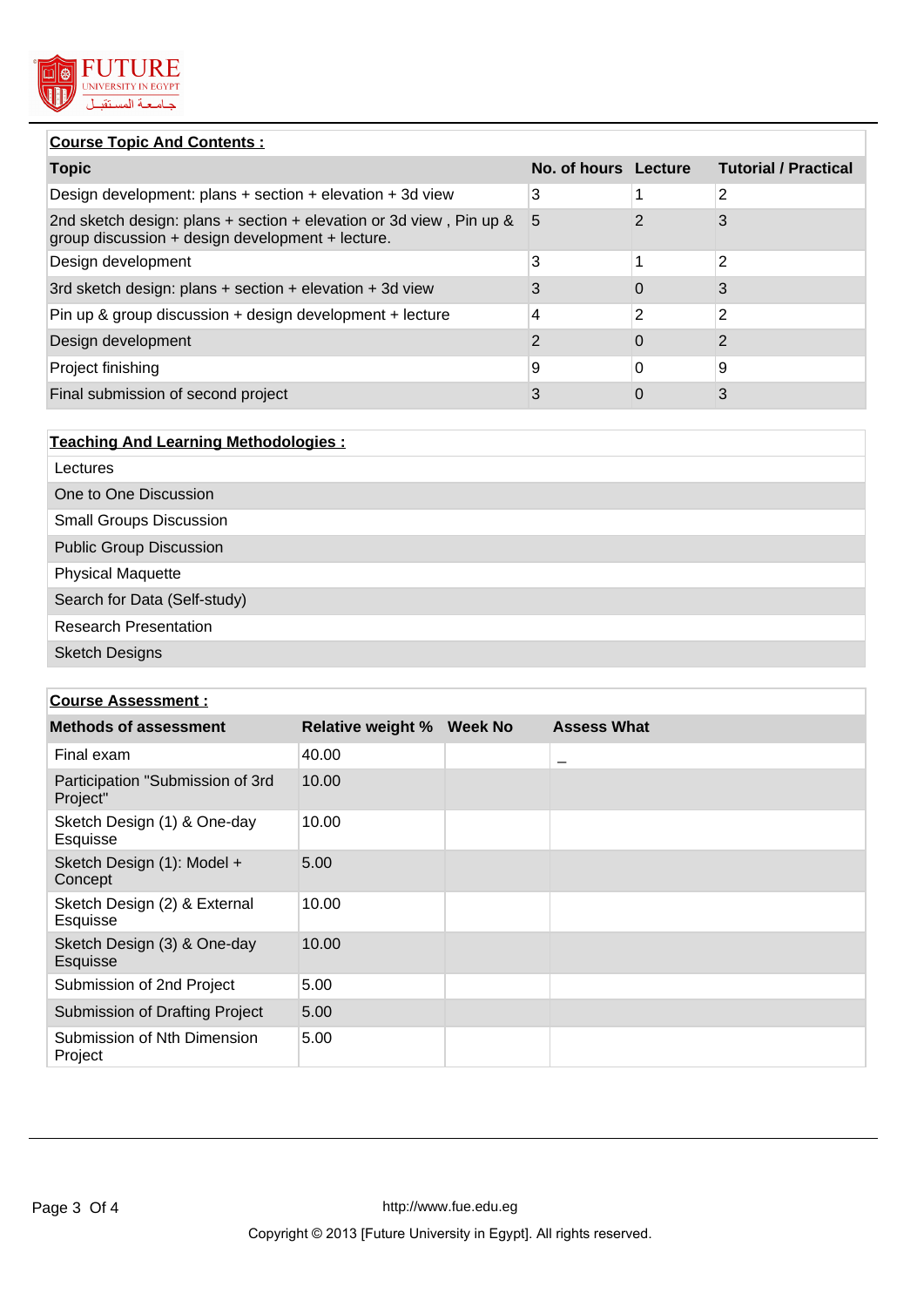## Course Topic And Contents :

| Topic | No. of hours | Lecture | Tutorial / Practical |
|---|---|---|---|
| Design development: plans + section + elevation + 3d view | 3 | 1 | 2 |
| 2nd sketch design: plans + section + elevation or 3d view , Pin up & group discussion + design development + lecture. | 5 | 2 | 3 |
| Design development | 3 | 1 | 2 |
| 3rd sketch design: plans + section + elevation + 3d view | 3 | 0 | 3 |
| Pin up & group discussion + design development + lecture | 4 | 2 | 2 |
| Design development | 2 | 0 | 2 |
| Project finishing | 9 | 0 | 9 |
| Final submission of second project | 3 | 0 | 3 |

## Teaching And Learning Methodologies :

- Lectures
- One to One Discussion
- Small Groups Discussion
- Public Group Discussion
- Physical Maquette
- Search for Data (Self-study)
- Research Presentation
- Sketch Designs

## Course Assessment :

| Methods of assessment | Relative weight % | Week No | Assess What |
|---|---|---|---|
| Final exam | 40.00 | | _ |
| Participation "Submission of 3rd Project" | 10.00 | | |
| Sketch Design (1) & One-day Esquisse | 10.00 | | |
| Sketch Design (1): Model + Concept | 5.00 | | |
| Sketch Design (2) & External Esquisse | 10.00 | | |
| Sketch Design (3) & One-day Esquisse | 10.00 | | |
| Submission of 2nd Project | 5.00 | | |
| Submission of Drafting Project | 5.00 | | |
| Submission of Nth Dimension Project | 5.00 | | |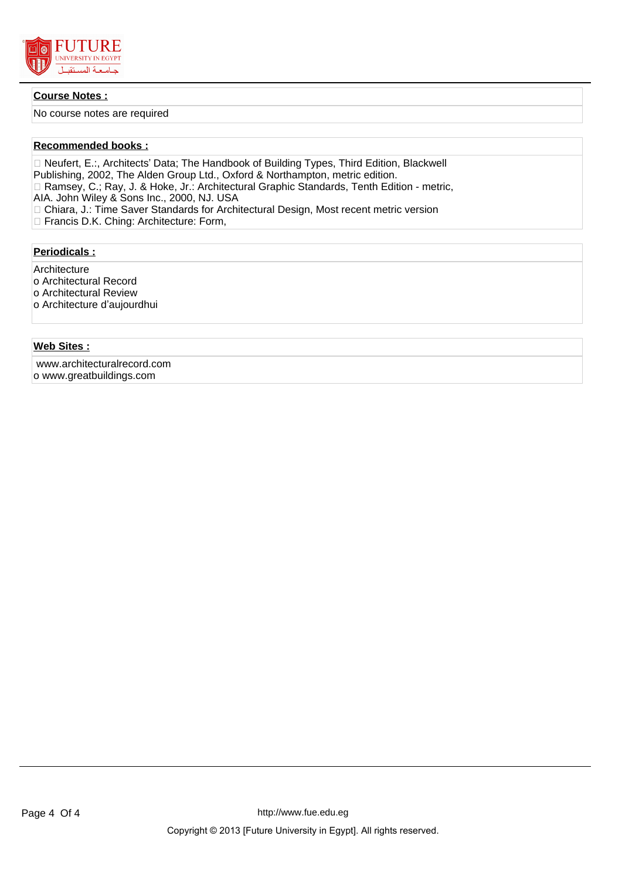**Course Notes :**

No course notes are required

**Recommended books :**

 Neufert, E.:, Architects' Data; The Handbook of Building Types, Third Edition, Blackwell Publishing, 2002, The Alden Group Ltd., Oxford & Northampton, metric edition.
 Ramsey, C.; Ray, J. & Hoke, Jr.: Architectural Graphic Standards, Tenth Edition - metric, AIA. John Wiley & Sons Inc., 2000, NJ. USA
 Chiara, J.: Time Saver Standards for Architectural Design, Most recent metric version
 Francis D.K. Ching: Architecture: Form,

**Periodicals :**

Architecture
o Architectural Record
o Architectural Review
o Architecture d'aujourdhui

**Web Sites :**

www.architecturalrecord.com
o www.greatbuildings.com